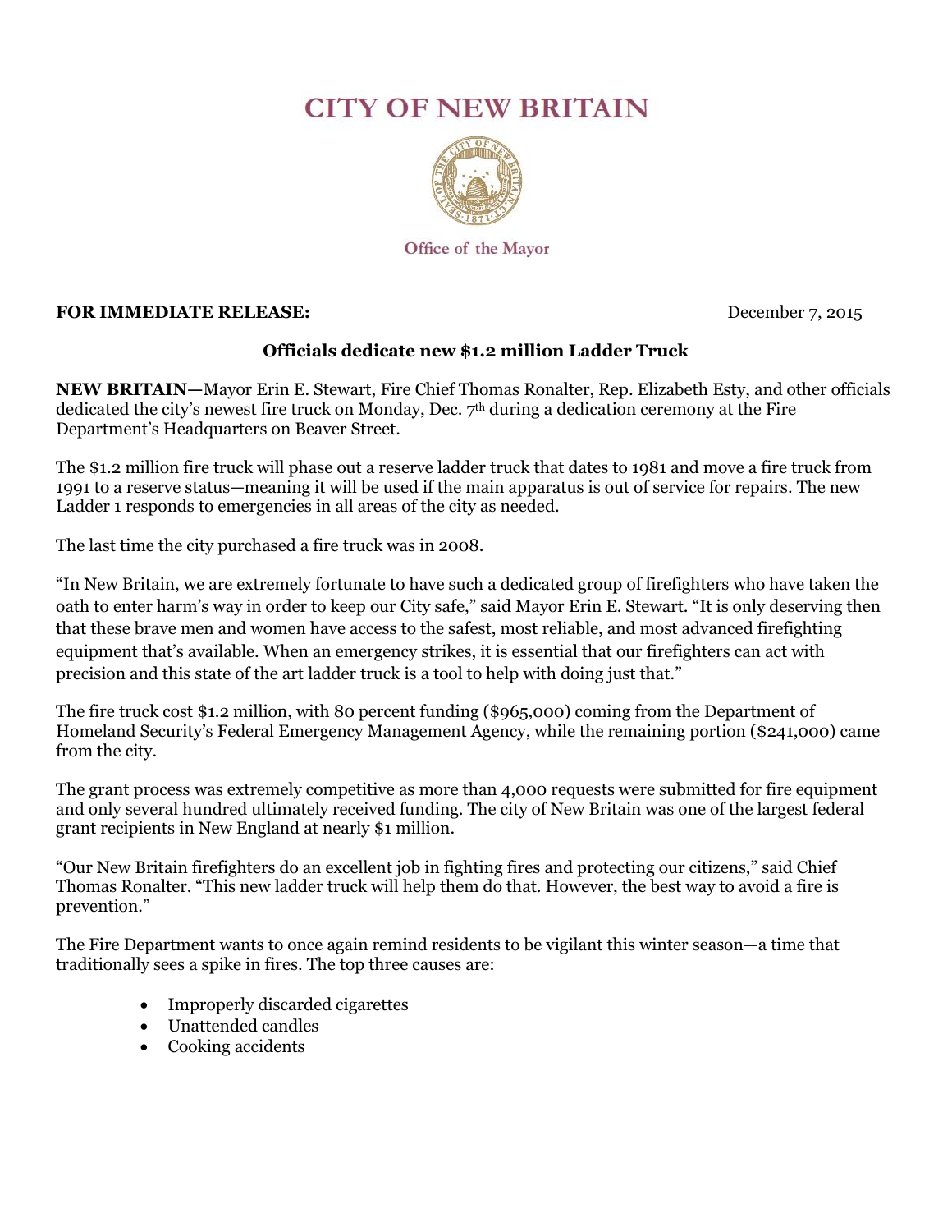# CITY OF NEW BRITAIN

Office of the Mayor

**FOR IMMEDIATE RELEASE:** December 7, 2015

## Officials dedicate new $1.2 million Ladder Truck

**NEW BRITAIN—**Mayor Erin E. Stewart, Fire Chief Thomas Ronalter, Rep. Elizabeth Esty, and other officials dedicated the city's newest fire truck on Monday, Dec. 7th during a dedication ceremony at the Fire Department's Headquarters on Beaver Street.

The $1.2 million fire truck will phase out a reserve ladder truck that dates to 1981 and move a fire truck from 1991 to a reserve status—meaning it will be used if the main apparatus is out of service for repairs. The new Ladder 1 responds to emergencies in all areas of the city as needed.

The last time the city purchased a fire truck was in 2008.

"In New Britain, we are extremely fortunate to have such a dedicated group of firefighters who have taken the oath to enter harm's way in order to keep our City safe," said Mayor Erin E. Stewart. "It is only deserving then that these brave men and women have access to the safest, most reliable, and most advanced firefighting equipment that's available. When an emergency strikes, it is essential that our firefighters can act with precision and this state of the art ladder truck is a tool to help with doing just that."

The fire truck cost $1.2 million, with 80 percent funding ($965,000) coming from the Department of Homeland Security's Federal Emergency Management Agency, while the remaining portion ($241,000) came from the city.

The grant process was extremely competitive as more than 4,000 requests were submitted for fire equipment and only several hundred ultimately received funding. The city of New Britain was one of the largest federal grant recipients in New England at nearly $1 million.

"Our New Britain firefighters do an excellent job in fighting fires and protecting our citizens," said Chief Thomas Ronalter. "This new ladder truck will help them do that. However, the best way to avoid a fire is prevention."

The Fire Department wants to once again remind residents to be vigilant this winter season—a time that traditionally sees a spike in fires. The top three causes are:

- Improperly discarded cigarettes
- Unattended candles
- Cooking accidents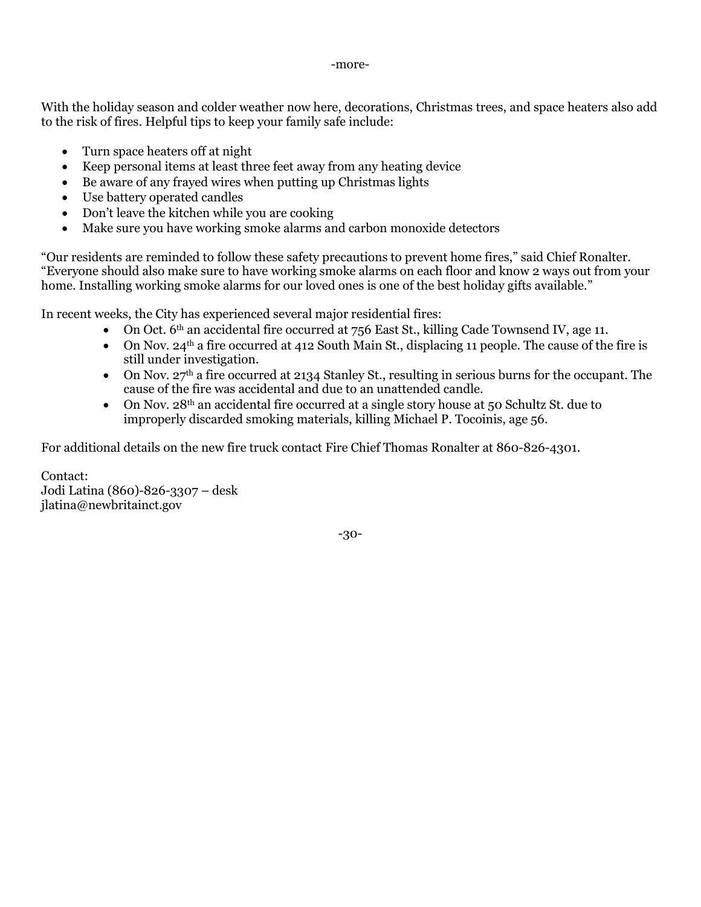-more-

With the holiday season and colder weather now here, decorations, Christmas trees, and space heaters also add to the risk of fires. Helpful tips to keep your family safe include:

- Turn space heaters off at night
- Keep personal items at least three feet away from any heating device
- Be aware of any frayed wires when putting up Christmas lights
- Use battery operated candles
- Don't leave the kitchen while you are cooking
- Make sure you have working smoke alarms and carbon monoxide detectors

"Our residents are reminded to follow these safety precautions to prevent home fires," said Chief Ronalter. "Everyone should also make sure to have working smoke alarms on each floor and know 2 ways out from your home. Installing working smoke alarms for our loved ones is one of the best holiday gifts available."

In recent weeks, the City has experienced several major residential fires:

- On Oct. 6th an accidental fire occurred at 756 East St., killing Cade Townsend IV, age 11.
- On Nov. 24th a fire occurred at 412 South Main St., displacing 11 people. The cause of the fire is still under investigation.
- On Nov. 27th a fire occurred at 2134 Stanley St., resulting in serious burns for the occupant. The cause of the fire was accidental and due to an unattended candle.
- On Nov. 28th an accidental fire occurred at a single story house at 50 Schultz St. due to improperly discarded smoking materials, killing Michael P. Tocoinis, age 56.

For additional details on the new fire truck contact Fire Chief Thomas Ronalter at 860-826-4301.

Contact:
Jodi Latina (860)-826-3307 – desk
jlatina@newbritainct.gov

-30-